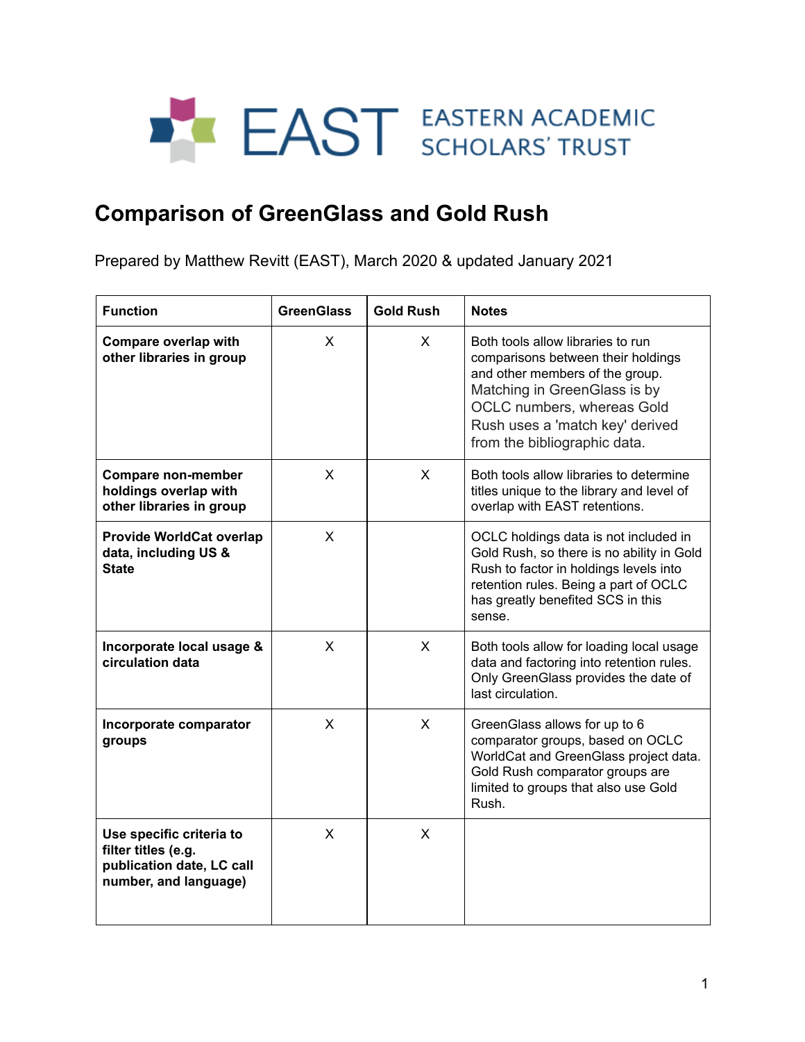EAST EASTERN ACADEMIC SCHOLARS' TRUST

# Comparison of GreenGlass and Gold Rush

Prepared by Matthew Revitt (EAST), March 2020 & updated January 2021

| Function | GreenGlass | Gold Rush | Notes |
|---|---|---|---|
| **Compare overlap with other libraries in group** | X | X | Both tools allow libraries to run comparisons between their holdings and other members of the group. Matching in GreenGlass is by OCLC numbers, whereas Gold Rush uses a 'match key' derived from the bibliographic data. |
| **Compare non-member holdings overlap with other libraries in group** | X | X | Both tools allow libraries to determine titles unique to the library and level of overlap with EAST retentions. |
| **Provide WorldCat overlap data, including US & State** | X | | OCLC holdings data is not included in Gold Rush, so there is no ability in Gold Rush to factor in holdings levels into retention rules. Being a part of OCLC has greatly benefited SCS in this sense. |
| **Incorporate local usage & circulation data** | X | X | Both tools allow for loading local usage data and factoring into retention rules. Only GreenGlass provides the date of last circulation. |
| **Incorporate comparator groups** | X | X | GreenGlass allows for up to 6 comparator groups, based on OCLC WorldCat and GreenGlass project data. Gold Rush comparator groups are limited to groups that also use Gold Rush. |
| **Use specific criteria to filter titles (e.g. publication date, LC call number, and language)** | X | X | |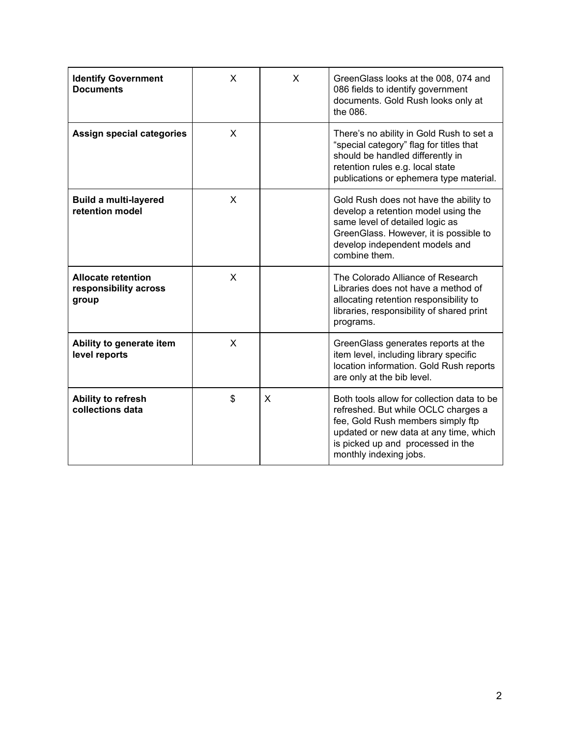| | | | |
|---|---|---|---|
| **Identify Government Documents** | X | X | GreenGlass looks at the 008, 074 and 086 fields to identify government documents. Gold Rush looks only at the 086. |
| **Assign special categories** | X | | There's no ability in Gold Rush to set a "special category" flag for titles that should be handled differently in retention rules e.g. local state publications or ephemera type material. |
| **Build a multi-layered retention model** | X | | Gold Rush does not have the ability to develop a retention model using the same level of detailed logic as GreenGlass. However, it is possible to develop independent models and combine them. |
| **Allocate retention responsibility across group** | X | | The Colorado Alliance of Research Libraries does not have a method of allocating retention responsibility to libraries, responsibility of shared print programs. |
| **Ability to generate item level reports** | X | | GreenGlass generates reports at the item level, including library specific location information. Gold Rush reports are only at the bib level. |
| **Ability to refresh collections data** | $ | X | Both tools allow for collection data to be refreshed. But while OCLC charges a fee, Gold Rush members simply ftp updated or new data at any time, which is picked up and processed in the monthly indexing jobs. |